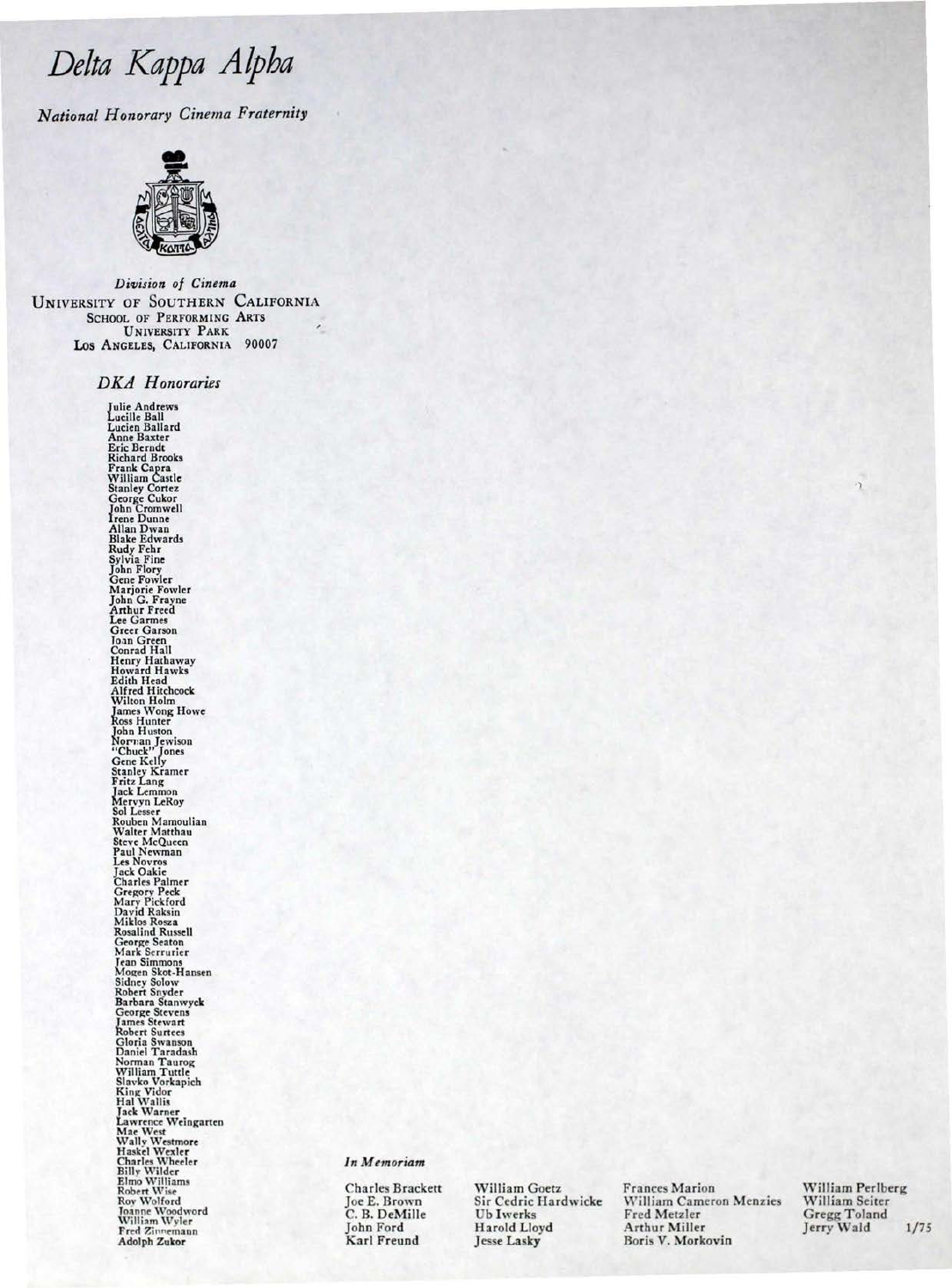# *Delta Kappa Alpha*

*National Honorary Cinema Fraternity*

*Division of Cinema*
UNIVERSITY OF SOUTHERN CALIFORNIA
SCHOOL OF PERFORMING ARTS
UNIVERSITY PARK
LOS ANGELES, CALIFORNIA 90007

## *DKA Honoraries*

Julie Andrews
Lucille Ball
Lucien Ballard
Anne Baxter
Eric Berndt
Richard Brooks
Frank Capra
William Castle
Stanley Cortez
George Cukor
John Cromwell
Irene Dunne
Allan Dwan
Blake Edwards
Rudy Fehr
Sylvia Fine
John Flory
Gene Fowler
Marjorie Fowler
John G. Frayne
Arthur Freed
Lee Garmes
Greer Garson
Joan Green
Conrad Hall
Henry Hathaway
Howard Hawks
Edith Head
Alfred Hitchcock
Wilton Holm
James Wong Howe
Ross Hunter
John Huston
Norman Jewison
"Chuck" Jones
Gene Kelly
Stanley Kramer
Fritz Lang
Jack Lemmon
Mervyn LeRoy
Sol Lesser
Rouben Mamoulian
Walter Matthau
Steve McQueen
Paul Newman
Les Novros
Jack Oakie
Charles Palmer
Gregory Peck
Mary Pickford
David Raksin
Miklos Rosza
Rosalind Russell
George Seaton
Mark Serrurier
Jean Simmons
Mogen Skot-Hansen
Sidney Solow
Robert Snyder
Barbara Stanwyck
George Stevens
James Stewart
Robert Surtees
Gloria Swanson
Daniel Taradash
Norman Taurog
William Tuttle
Slavko Vorkapich
King Vidor
Hal Wallis
Jack Warner
Lawrence Weingarten
Mae West
Wally Westmore
Haskel Wexler
Charles Wheeler
Billy Wilder
Elmo Williams
Robert Wise
Roy Wolford
Joanne Woodword
William Wyler
Fred Zinnemann
Adolph Zukor

*In Memoriam*

Charles Brackett
Joe E. Brown
C. B. DeMille
John Ford
Karl Freund
William Goetz
Sir Cedric Hardwicke
Ub Iwerks
Harold Lloyd
Jesse Lasky
Frances Marion
William Cameron Menzies
Fred Metzler
Arthur Miller
Boris V. Morkovin
William Perlberg
William Seiter
Gregg Toland
Jerry Wald

1/75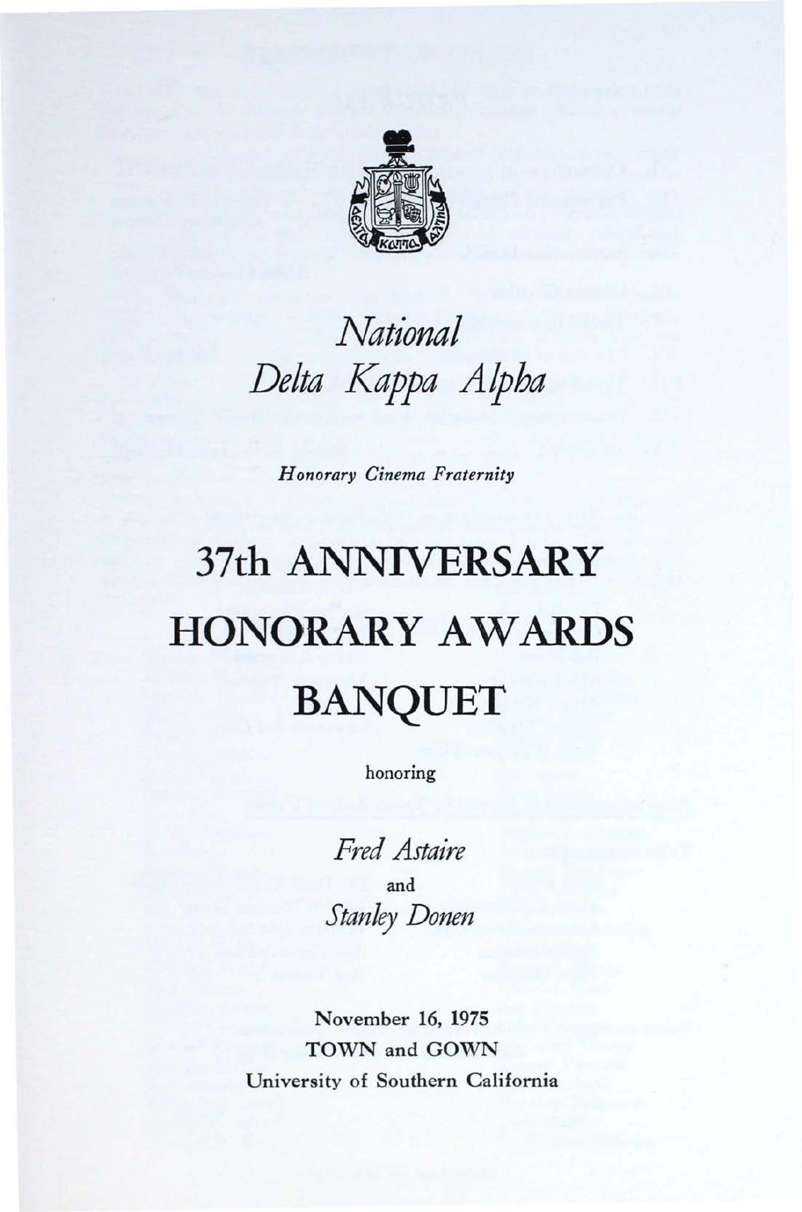*National*
*Delta Kappa Alpha*

*Honorary Cinema Fraternity*

# 37th ANNIVERSARY HONORARY AWARDS BANQUET

honoring

*Fred Astaire*

and

*Stanley Donen*

November 16, 1975
TOWN and GOWN
University of Southern California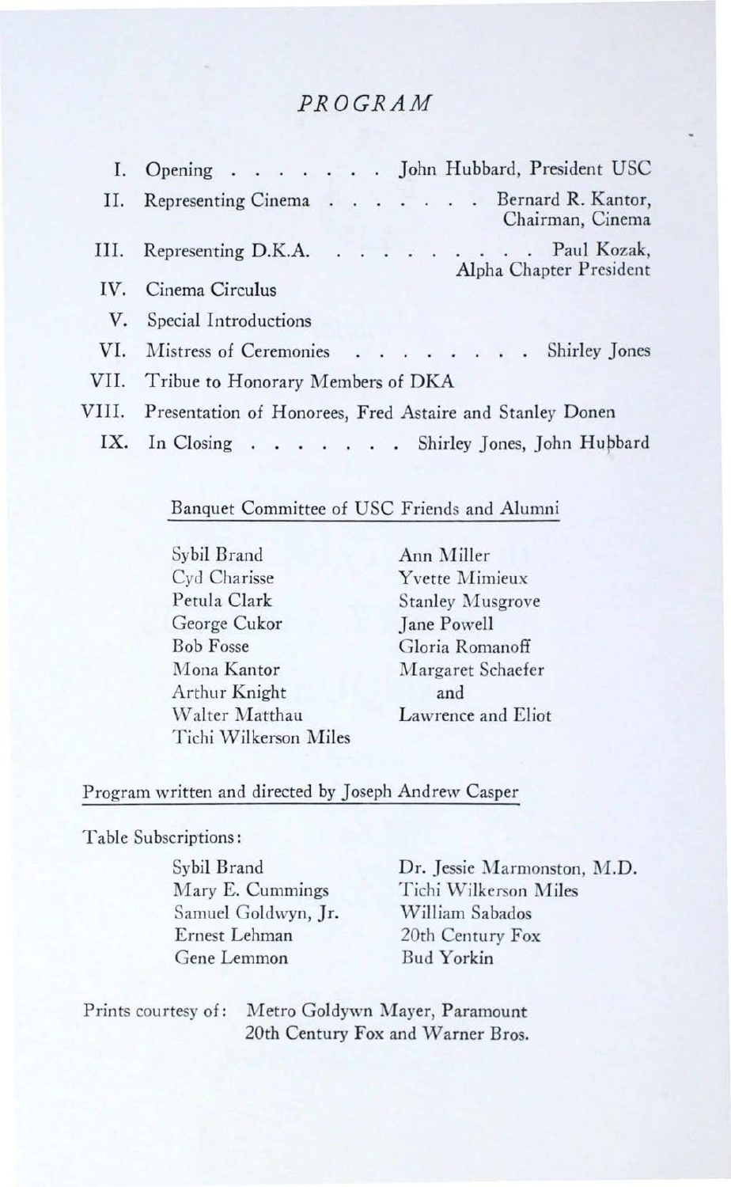# *PROGRAM*

I. Opening . . . . . . . . John Hubbard, President USC

II. Representing Cinema . . . . . . . . Bernard R. Kantor, Chairman, Cinema

III. Representing D.K.A. . . . . . . . . . Paul Kozak, Alpha Chapter President

IV. Cinema Circulus

V. Special Introductions

VI. Mistress of Ceremonies . . . . . . . . . Shirley Jones

VII. Tribue to Honorary Members of DKA

VIII. Presentation of Honorees, Fred Astaire and Stanley Donen

IX. In Closing . . . . . . . . Shirley Jones, John Hubbard

Banquet Committee of USC Friends and Alumni

Sybil Brand
Cyd Charisse
Petula Clark
George Cukor
Bob Fosse
Mona Kantor
Arthur Knight
Walter Matthau
Tichi Wilkerson Miles
Ann Miller
Yvette Mimieux
Stanley Musgrove
Jane Powell
Gloria Romanoff
Margaret Schaefer
and
Lawrence and Eliot

Program written and directed by Joseph Andrew Casper

Table Subscriptions:

Sybil Brand
Mary E. Cummings
Samuel Goldwyn, Jr.
Ernest Lehman
Gene Lemmon
Dr. Jessie Marmonston, M.D.
Tichi Wilkerson Miles
William Sabados
20th Century Fox
Bud Yorkin

Prints courtesy of: Metro Goldywn Mayer, Paramount
20th Century Fox and Warner Bros.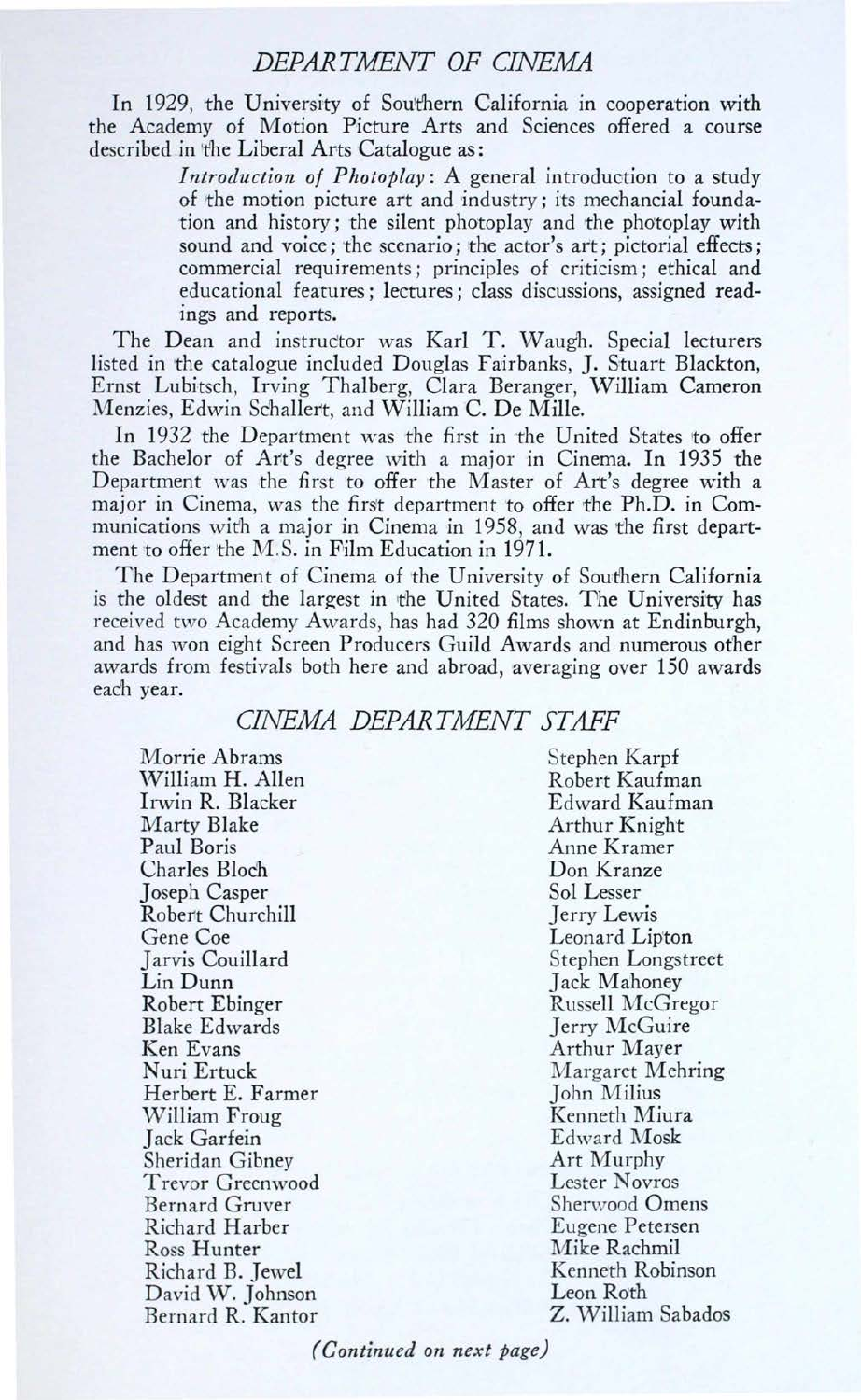## *DEPARTMENT OF CINEMA*

In 1929, the University of Southern California in cooperation with the Academy of Motion Picture Arts and Sciences offered a course described in the Liberal Arts Catalogue as:

> *Introduction of Photoplay*: A general introduction to a study of the motion picture art and industry; its mechancial foundation and history; the silent photoplay and the photoplay with sound and voice; the scenario; the actor's art; pictorial effects; commercial requirements; principles of criticism; ethical and educational features; lectures; class discussions, assigned readings and reports.

The Dean and instructor was Karl T. Waugh. Special lecturers listed in the catalogue included Douglas Fairbanks, J. Stuart Blackton, Ernst Lubitsch, Irving Thalberg, Clara Beranger, William Cameron Menzies, Edwin Schallert, and William C. De Mille.

In 1932 the Department was the first in the United States to offer the Bachelor of Art's degree with a major in Cinema. In 1935 the Department was the first to offer the Master of Art's degree with a major in Cinema, was the first department to offer the Ph.D. in Communications with a major in Cinema in 1958, and was the first department to offer the M.S. in Film Education in 1971.

The Department of Cinema of the University of Southern California is the oldest and the largest in the United States. The University has received two Academy Awards, has had 320 films shown at Endinburgh, and has won eight Screen Producers Guild Awards and numerous other awards from festivals both here and abroad, averaging over 150 awards each year.

## *CINEMA DEPARTMENT STAFF*

Morrie Abrams
William H. Allen
Irwin R. Blacker
Marty Blake
Paul Boris
Charles Bloch
Joseph Casper
Robert Churchill
Gene Coe
Jarvis Couillard
Lin Dunn
Robert Ebinger
Blake Edwards
Ken Evans
Nuri Ertuck
Herbert E. Farmer
William Froug
Jack Garfein
Sheridan Gibney
Trevor Greenwood
Bernard Gruver
Richard Harber
Ross Hunter
Richard B. Jewel
David W. Johnson
Bernard R. Kantor
Stephen Karpf
Robert Kaufman
Edward Kaufman
Arthur Knight
Anne Kramer
Don Kranze
Sol Lesser
Jerry Lewis
Leonard Lipton
Stephen Longstreet
Jack Mahoney
Russell McGregor
Jerry McGuire
Arthur Mayer
Margaret Mehring
John Milius
Kenneth Miura
Edward Mosk
Art Murphy
Lester Novros
Sherwood Omens
Eugene Petersen
Mike Rachmil
Kenneth Robinson
Leon Roth
Z. William Sabados

*(Continued on next page)*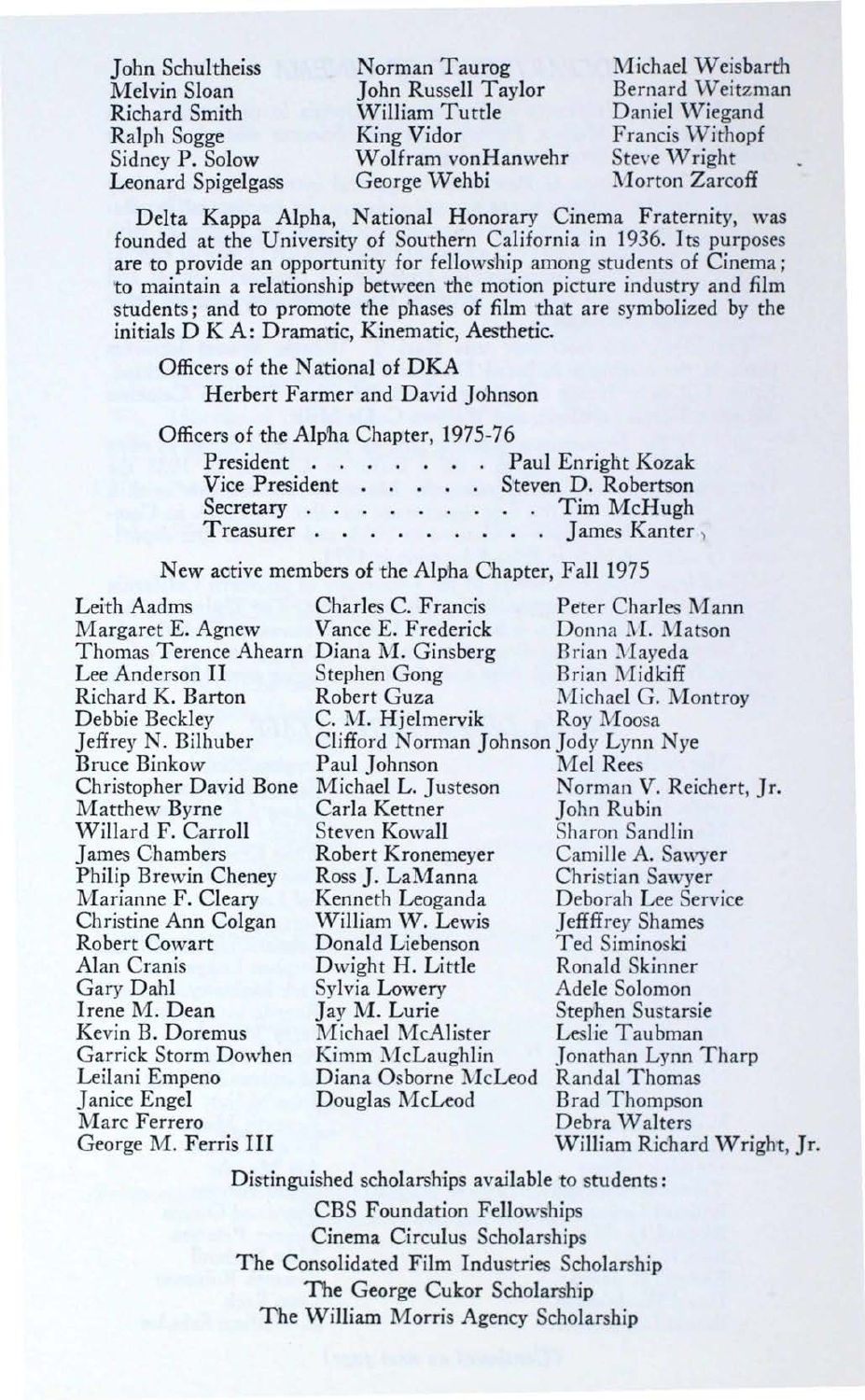John Schultheiss
Melvin Sloan
Richard Smith
Ralph Sogge
Sidney P. Solow
Leonard Spigelgass
Norman Taurog
John Russell Taylor
William Tuttle
King Vidor
Wolfram vonHanwehr
George Wehbi
Michael Weisbarth
Bernard Weitzman
Daniel Wiegand
Francis Withopf
Steve Wright
Morton Zarcoff

Delta Kappa Alpha, National Honorary Cinema Fraternity, was founded at the University of Southern California in 1936. Its purposes are to provide an opportunity for fellowship among students of Cinema; to maintain a relationship between the motion picture industry and film students; and to promote the phases of film that are symbolized by the initials D K A: Dramatic, Kinematic, Aesthetic.

Officers of the National of DKA

Herbert Farmer and David Johnson

Officers of the Alpha Chapter, 1975-76

| | |
|---|---|
| President | Paul Enright Kozak |
| Vice President | Steven D. Robertson |
| Secretary | Tim McHugh |
| Treasurer | James Kanter |

New active members of the Alpha Chapter, Fall 1975

Leith Aadms
Margaret E. Agnew
Thomas Terence Ahearn
Lee Anderson II
Richard K. Barton
Debbie Beckley
Jeffrey N. Bilhuber
Bruce Binkow
Christopher David Bone
Matthew Byrne
Willard F. Carroll
James Chambers
Philip Brewin Cheney
Marianne F. Cleary
Christine Ann Colgan
Robert Cowart
Alan Cranis
Gary Dahl
Irene M. Dean
Kevin B. Doremus
Garrick Storm Dowhen
Leilani Empeno
Janice Engel
Marc Ferrero
George M. Ferris III
Charles C. Francis
Vance E. Frederick
Diana M. Ginsberg
Stephen Gong
Robert Guza
C. M. Hjelmervik
Clifford Norman Johnson
Paul Johnson
Michael L. Justeson
Carla Kettner
Steven Kowall
Robert Kronemeyer
Ross J. LaManna
Kenneth Leoganda
William W. Lewis
Donald Liebenson
Dwight H. Little
Sylvia Lowery
Jay M. Lurie
Michael McAlister
Kimm McLaughlin
Diana Osborne McLeod
Douglas McLeod
Peter Charles Mann
Donna M. Matson
Brian Mayeda
Brian Midkiff
Michael G. Montroy
Roy Moosa
Jody Lynn Nye
Mel Rees
Norman V. Reichert, Jr.
John Rubin
Sharon Sandlin
Camille A. Sawyer
Christian Sawyer
Deborah Lee Service
Jeffffrey Shames
Ted Siminoski
Ronald Skinner
Adele Solomon
Stephen Sustarsie
Leslie Taubman
Jonathan Lynn Tharp
Randal Thomas
Brad Thompson
Debra Walters
William Richard Wright, Jr.

Distinguished scholarships available to students:

CBS Foundation Fellowships

Cinema Circulus Scholarships

The Consolidated Film Industries Scholarship

The George Cukor Scholarship

The William Morris Agency Scholarship